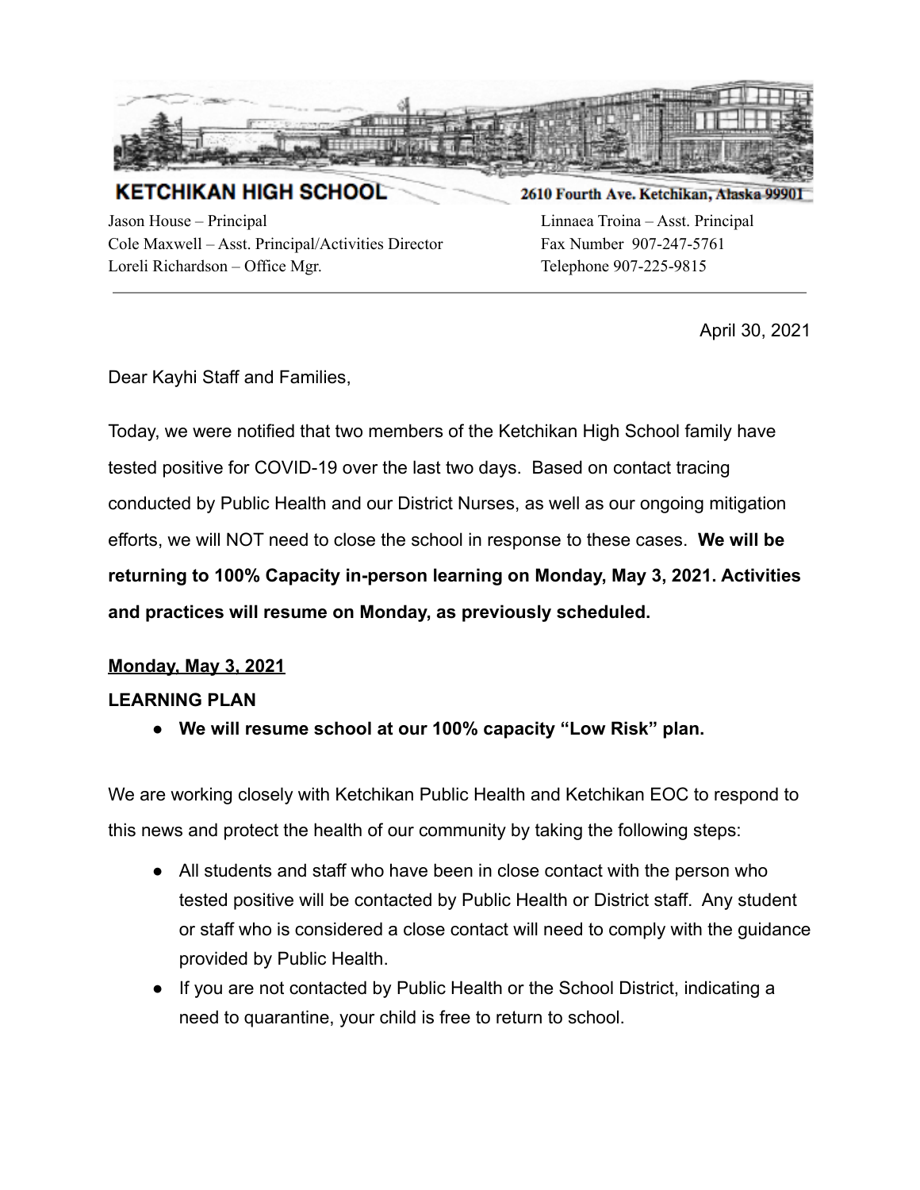**KETCHIKAN HIGH SCHOOL** — 2610 Fourth Ave. Ketchikan, Alaska 99901

Jason House – Principal
Cole Maxwell – Asst. Principal/Activities Director
Loreli Richardson – Office Mgr.

Linnaea Troina – Asst. Principal
Fax Number 907-247-5761
Telephone 907-225-9815

---

April 30, 2021

Dear Kayhi Staff and Families,

Today, we were notified that two members of the Ketchikan High School family have tested positive for COVID-19 over the last two days. Based on contact tracing conducted by Public Health and our District Nurses, as well as our ongoing mitigation efforts, we will NOT need to close the school in response to these cases. **We will be returning to 100% Capacity in-person learning on Monday, May 3, 2021. Activities and practices will resume on Monday, as previously scheduled.**

**Monday, May 3, 2021**

**LEARNING PLAN**

- **We will resume school at our 100% capacity "Low Risk" plan.**

We are working closely with Ketchikan Public Health and Ketchikan EOC to respond to this news and protect the health of our community by taking the following steps:

- All students and staff who have been in close contact with the person who tested positive will be contacted by Public Health or District staff. Any student or staff who is considered a close contact will need to comply with the guidance provided by Public Health.
- If you are not contacted by Public Health or the School District, indicating a need to quarantine, your child is free to return to school.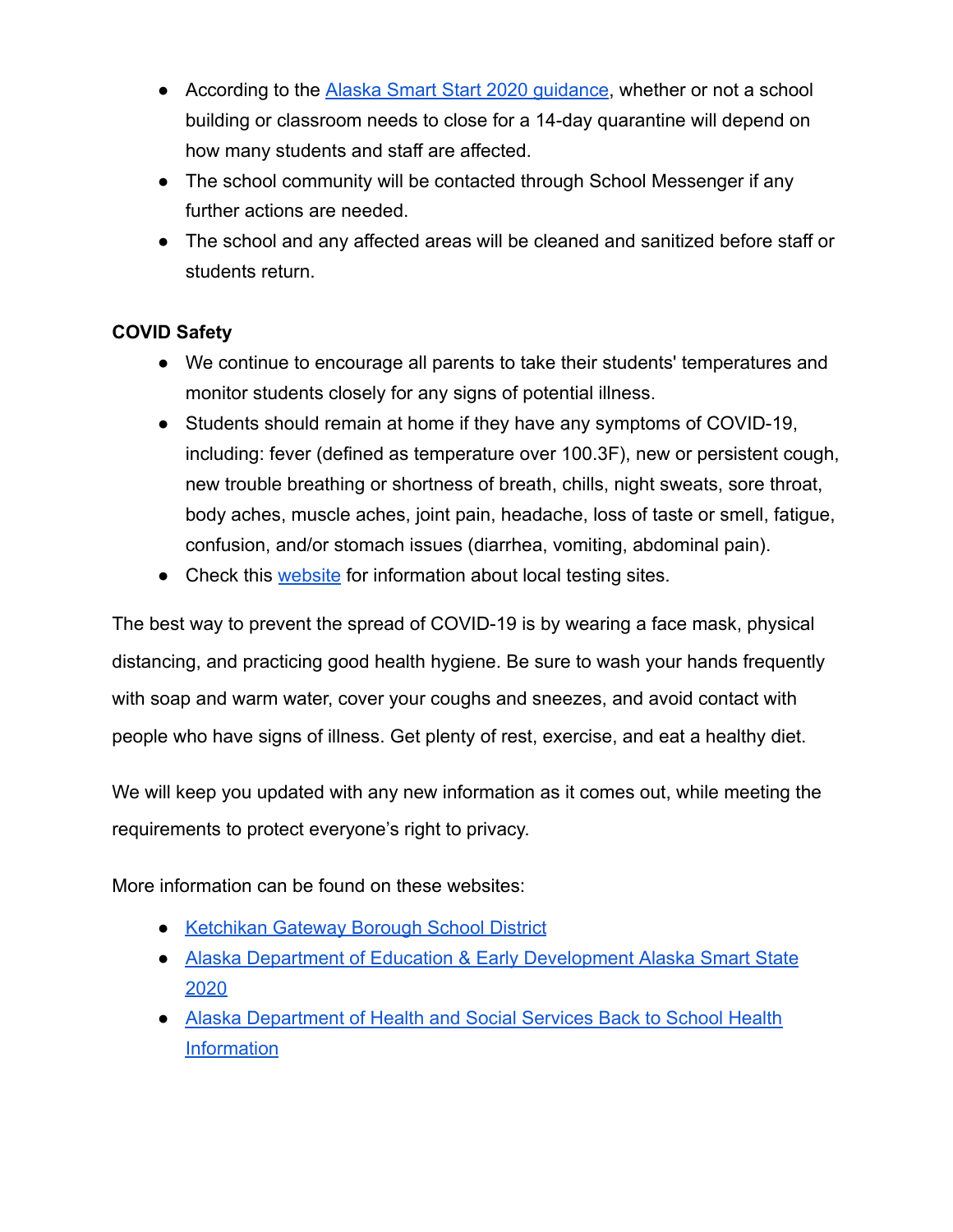- According to the Alaska Smart Start 2020 guidance, whether or not a school building or classroom needs to close for a 14-day quarantine will depend on how many students and staff are affected.
- The school community will be contacted through School Messenger if any further actions are needed.
- The school and any affected areas will be cleaned and sanitized before staff or students return.

**COVID Safety**

- We continue to encourage all parents to take their students' temperatures and monitor students closely for any signs of potential illness.
- Students should remain at home if they have any symptoms of COVID-19, including: fever (defined as temperature over 100.3F), new or persistent cough, new trouble breathing or shortness of breath, chills, night sweats, sore throat, body aches, muscle aches, joint pain, headache, loss of taste or smell, fatigue, confusion, and/or stomach issues (diarrhea, vomiting, abdominal pain).
- Check this website for information about local testing sites.

The best way to prevent the spread of COVID-19 is by wearing a face mask, physical distancing, and practicing good health hygiene. Be sure to wash your hands frequently with soap and warm water, cover your coughs and sneezes, and avoid contact with people who have signs of illness. Get plenty of rest, exercise, and eat a healthy diet.

We will keep you updated with any new information as it comes out, while meeting the requirements to protect everyone's right to privacy.

More information can be found on these websites:

- Ketchikan Gateway Borough School District
- Alaska Department of Education & Early Development Alaska Smart State 2020
- Alaska Department of Health and Social Services Back to School Health Information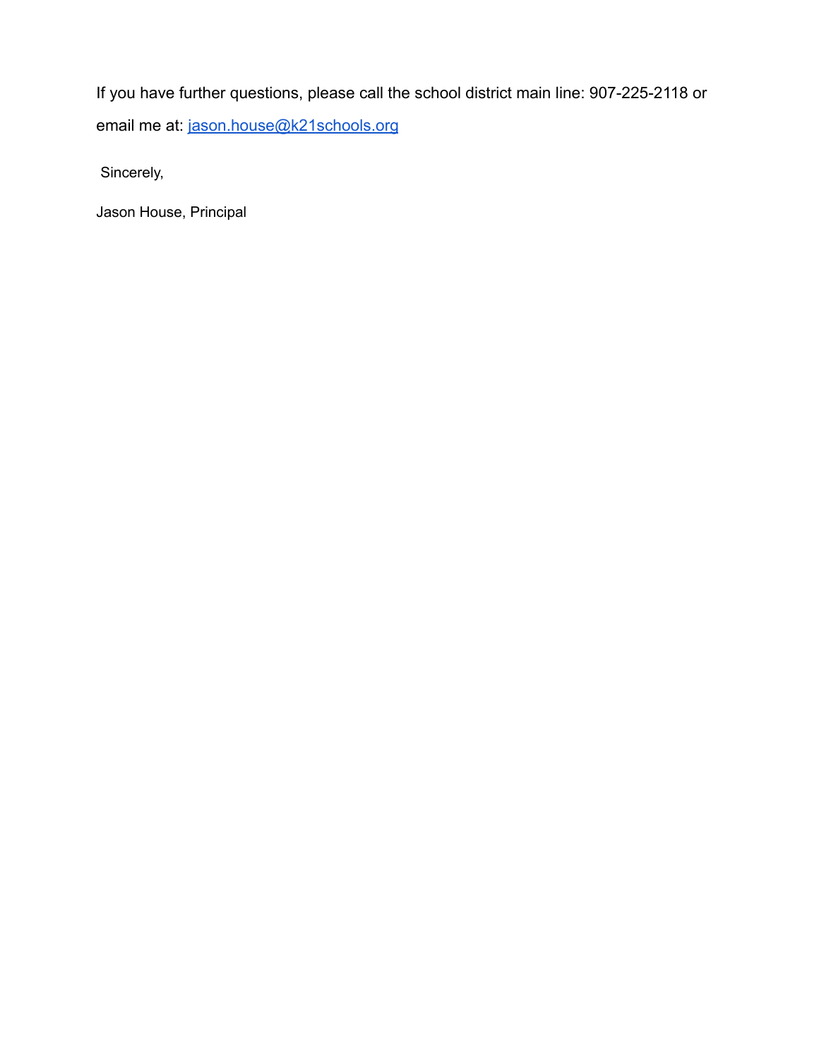If you have further questions, please call the school district main line: 907-225-2118 or email me at: [jason.house@k21schools.org](mailto:jason.house@k21schools.org)

Sincerely,

Jason House, Principal